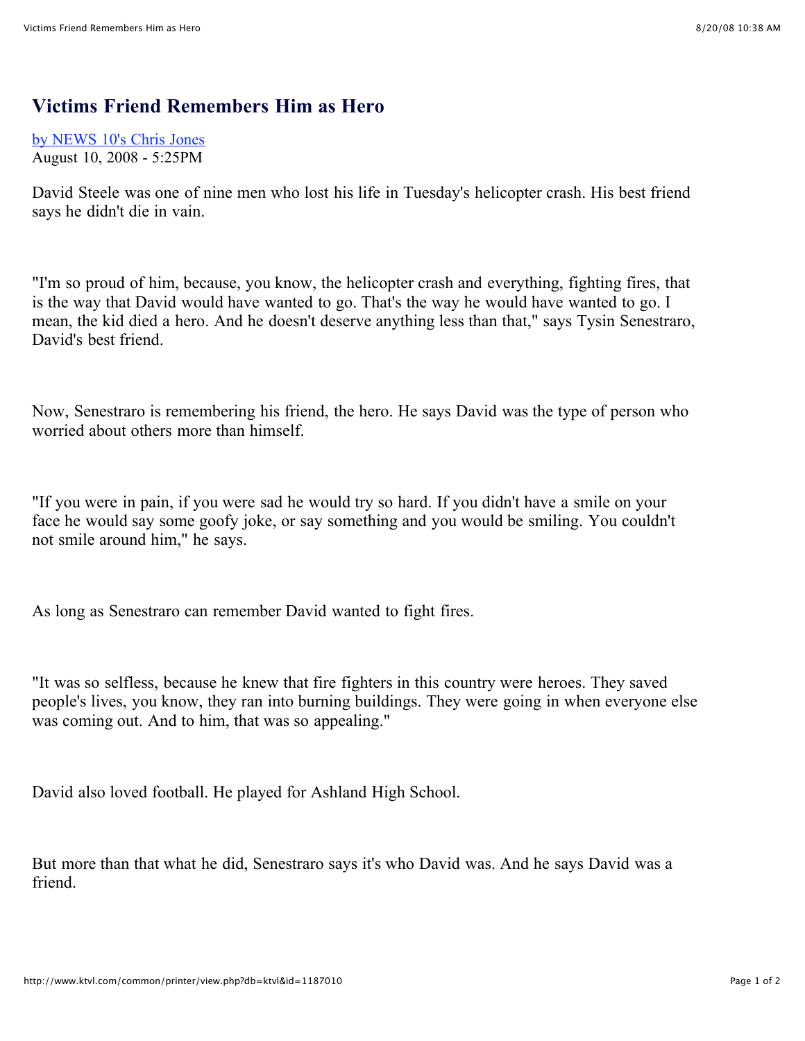# Victims Friend Remembers Him as Hero

[by NEWS 10's Chris Jones](#)
August 10, 2008 - 5:25PM

David Steele was one of nine men who lost his life in Tuesday's helicopter crash. His best friend says he didn't die in vain.

"I'm so proud of him, because, you know, the helicopter crash and everything, fighting fires, that is the way that David would have wanted to go. That's the way he would have wanted to go. I mean, the kid died a hero. And he doesn't deserve anything less than that," says Tysin Senestraro, David's best friend.

Now, Senestraro is remembering his friend, the hero. He says David was the type of person who worried about others more than himself.

"If you were in pain, if you were sad he would try so hard. If you didn't have a smile on your face he would say some goofy joke, or say something and you would be smiling. You couldn't not smile around him," he says.

As long as Senestraro can remember David wanted to fight fires.

"It was so selfless, because he knew that fire fighters in this country were heroes. They saved people's lives, you know, they ran into burning buildings. They were going in when everyone else was coming out. And to him, that was so appealing."

David also loved football. He played for Ashland High School.

But more than that what he did, Senestraro says it's who David was. And he says David was a friend.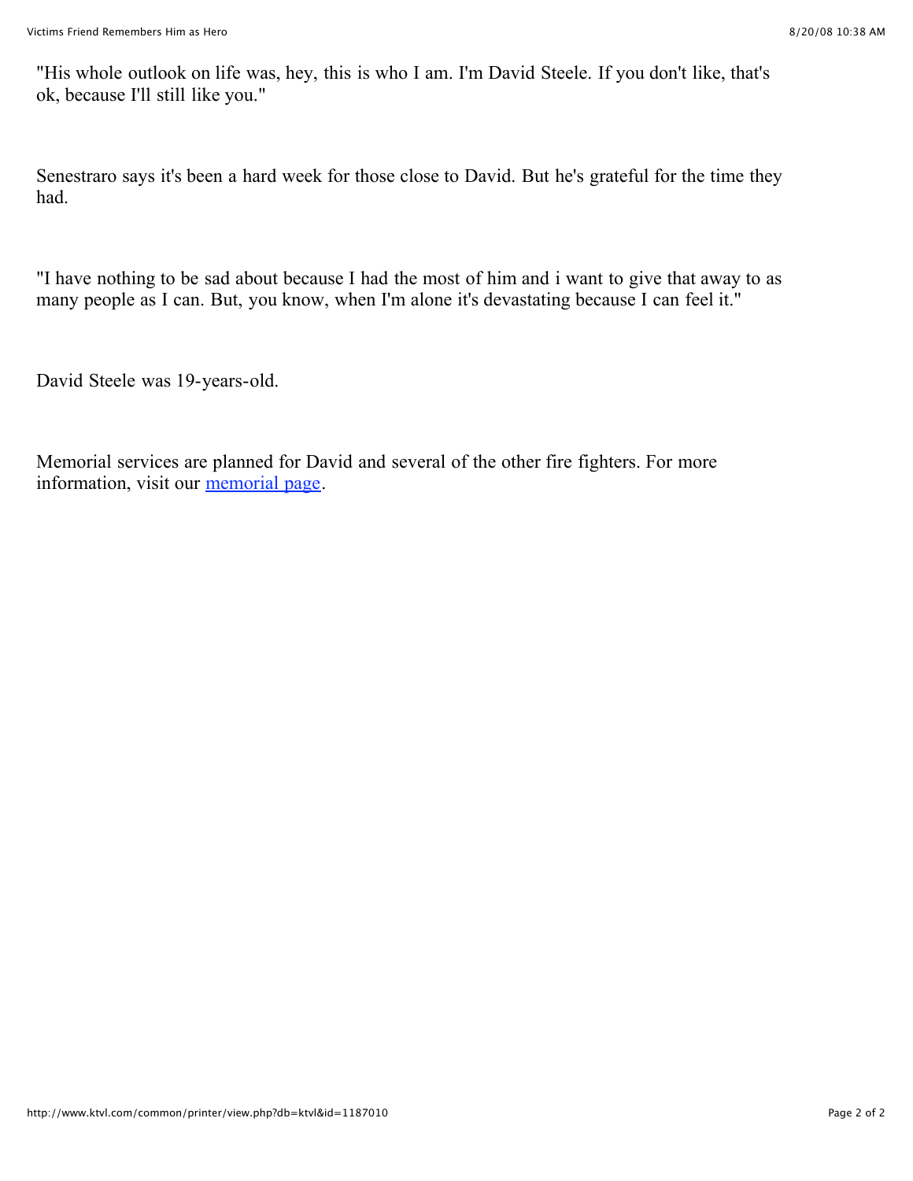"His whole outlook on life was, hey, this is who I am. I'm David Steele. If you don't like, that's ok, because I'll still like you."

Senestraro says it's been a hard week for those close to David. But he's grateful for the time they had.

"I have nothing to be sad about because I had the most of him and i want to give that away to as many people as I can. But, you know, when I'm alone it's devastating because I can feel it."

David Steele was 19-years-old.

Memorial services are planned for David and several of the other fire fighters. For more information, visit our memorial page.